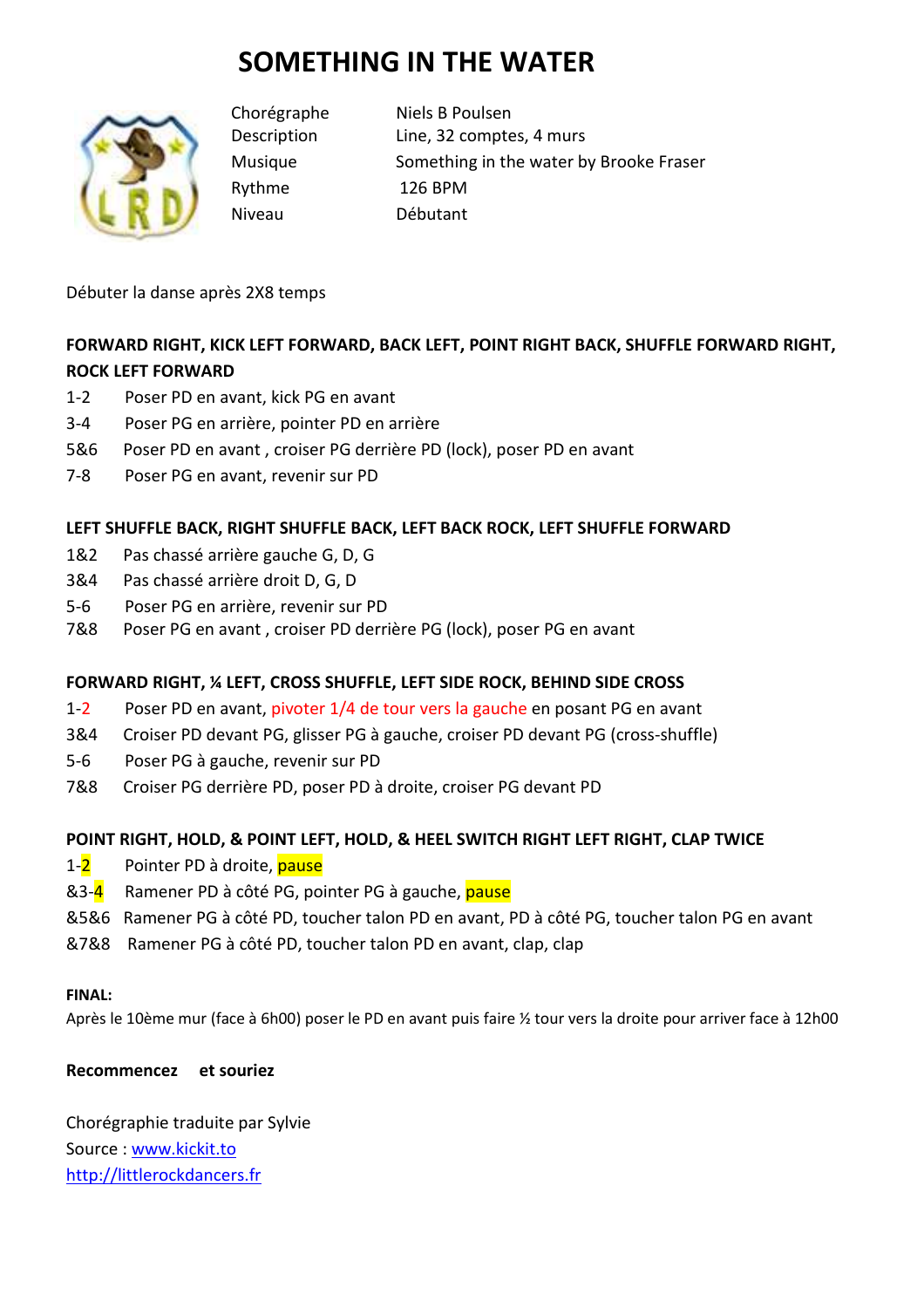# SOMETHING IN THE WATER

| | |
|---|---|
| Chorégraphe | Niels B Poulsen |
| Description | Line, 32 comptes, 4 murs |
| Musique | Something in the water by Brooke Fraser |
| Rythme | 126 BPM |
| Niveau | Débutant |

Débuter la danse après 2X8 temps

**FORWARD RIGHT, KICK LEFT FORWARD, BACK LEFT, POINT RIGHT BACK, SHUFFLE FORWARD RIGHT, ROCK LEFT FORWARD**

1-2 Poser PD en avant, kick PG en avant
3-4 Poser PG en arrière, pointer PD en arrière
5&6 Poser PD en avant , croiser PG derrière PD (lock), poser PD en avant
7-8 Poser PG en avant, revenir sur PD

**LEFT SHUFFLE BACK, RIGHT SHUFFLE BACK, LEFT BACK ROCK, LEFT SHUFFLE FORWARD**

1&2 Pas chassé arrière gauche G, D, G
3&4 Pas chassé arrière droit D, G, D
5-6 Poser PG en arrière, revenir sur PD
7&8 Poser PG en avant , croiser PD derrière PG (lock), poser PG en avant

**FORWARD RIGHT, ¼ LEFT, CROSS SHUFFLE, LEFT SIDE ROCK, BEHIND SIDE CROSS**

1-2 Poser PD en avant, pivoter 1/4 de tour vers la gauche en posant PG en avant
3&4 Croiser PD devant PG, glisser PG à gauche, croiser PD devant PG (cross-shuffle)
5-6 Poser PG à gauche, revenir sur PD
7&8 Croiser PG derrière PD, poser PD à droite, croiser PG devant PD

**POINT RIGHT, HOLD, & POINT LEFT, HOLD, & HEEL SWITCH RIGHT LEFT RIGHT, CLAP TWICE**

1-2 Pointer PD à droite, pause
&3-4 Ramener PD à côté PG, pointer PG à gauche, pause
&5&6 Ramener PG à côté PD, toucher talon PD en avant, PD à côté PG, toucher talon PG en avant
&7&8 Ramener PG à côté PD, toucher talon PD en avant, clap, clap

**FINAL:**
Après le 10ème mur (face à 6h00) poser le PD en avant puis faire ½ tour vers la droite pour arriver face à 12h00

**Recommencez et souriez**

Chorégraphie traduite par Sylvie
Source : www.kickit.to
http://littlerockdancers.fr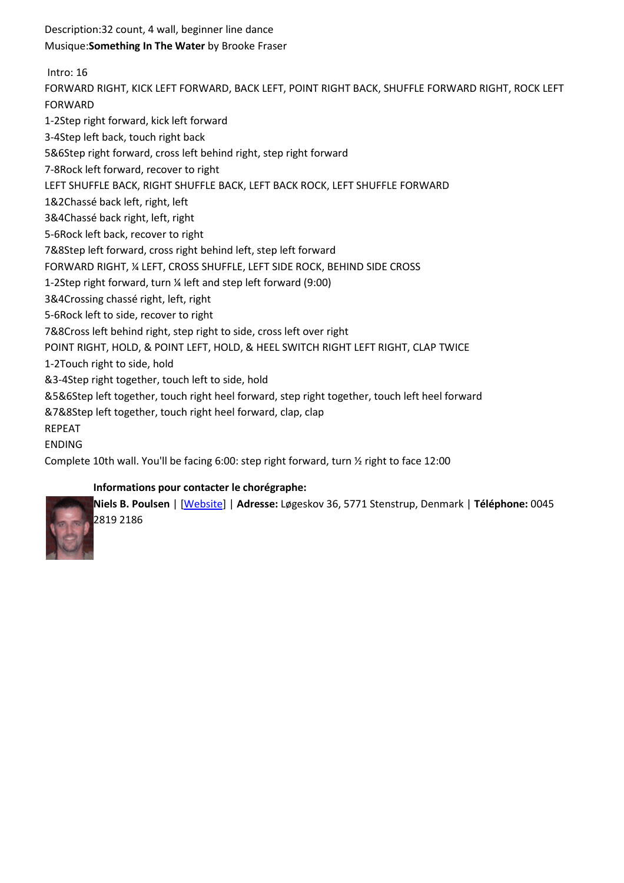Description:32 count, 4 wall, beginner line dance
Musique:**Something In The Water** by Brooke Fraser

Intro: 16

FORWARD RIGHT, KICK LEFT FORWARD, BACK LEFT, POINT RIGHT BACK, SHUFFLE FORWARD RIGHT, ROCK LEFT FORWARD

1-2Step right forward, kick left forward
3-4Step left back, touch right back
5&6Step right forward, cross left behind right, step right forward
7-8Rock left forward, recover to right

LEFT SHUFFLE BACK, RIGHT SHUFFLE BACK, LEFT BACK ROCK, LEFT SHUFFLE FORWARD

1&2Chassé back left, right, left
3&4Chassé back right, left, right
5-6Rock left back, recover to right
7&8Step left forward, cross right behind left, step left forward

FORWARD RIGHT, ¼ LEFT, CROSS SHUFFLE, LEFT SIDE ROCK, BEHIND SIDE CROSS

1-2Step right forward, turn ¼ left and step left forward (9:00)
3&4Crossing chassé right, left, right
5-6Rock left to side, recover to right
7&8Cross left behind right, step right to side, cross left over right

POINT RIGHT, HOLD, & POINT LEFT, HOLD, & HEEL SWITCH RIGHT LEFT RIGHT, CLAP TWICE

1-2Touch right to side, hold
&3-4Step right together, touch left to side, hold
&5&6Step left together, touch right heel forward, step right together, touch left heel forward
&7&8Step left together, touch right heel forward, clap, clap

REPEAT

ENDING

Complete 10th wall. You'll be facing 6:00: step right forward, turn ½ right to face 12:00

**Informations pour contacter le chorégraphe:**

**Niels B. Poulsen** | [Website] | **Adresse:** Løgeskov 36, 5771 Stenstrup, Denmark | **Téléphone:** 0045 2819 2186